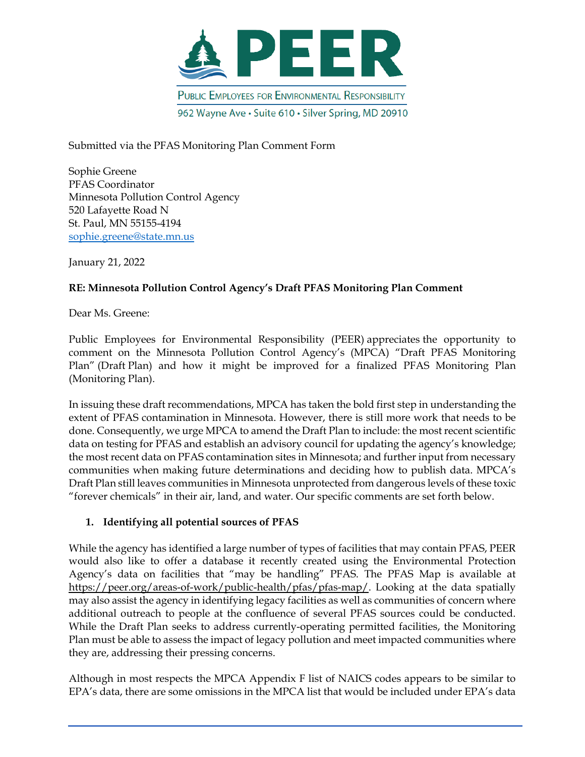# PEER

PUBLIC EMPLOYEES FOR ENVIRONMENTAL RESPONSIBILITY

962 Wayne Ave • Suite 610 • Silver Spring, MD 20910

Submitted via the PFAS Monitoring Plan Comment Form

Sophie Greene
PFAS Coordinator
Minnesota Pollution Control Agency
520 Lafayette Road N
St. Paul, MN 55155-4194
sophie.greene@state.mn.us

January 21, 2022

**RE: Minnesota Pollution Control Agency's Draft PFAS Monitoring Plan Comment**

Dear Ms. Greene:

Public Employees for Environmental Responsibility (PEER) appreciates the opportunity to comment on the Minnesota Pollution Control Agency's (MPCA) "Draft PFAS Monitoring Plan" (Draft Plan) and how it might be improved for a finalized PFAS Monitoring Plan (Monitoring Plan).

In issuing these draft recommendations, MPCA has taken the bold first step in understanding the extent of PFAS contamination in Minnesota. However, there is still more work that needs to be done. Consequently, we urge MPCA to amend the Draft Plan to include: the most recent scientific data on testing for PFAS and establish an advisory council for updating the agency's knowledge; the most recent data on PFAS contamination sites in Minnesota; and further input from necessary communities when making future determinations and deciding how to publish data. MPCA's Draft Plan still leaves communities in Minnesota unprotected from dangerous levels of these toxic "forever chemicals" in their air, land, and water. Our specific comments are set forth below.

1. **Identifying all potential sources of PFAS**

While the agency has identified a large number of types of facilities that may contain PFAS, PEER would also like to offer a database it recently created using the Environmental Protection Agency's data on facilities that "may be handling" PFAS. The PFAS Map is available at https://peer.org/areas-of-work/public-health/pfas/pfas-map/. Looking at the data spatially may also assist the agency in identifying legacy facilities as well as communities of concern where additional outreach to people at the confluence of several PFAS sources could be conducted. While the Draft Plan seeks to address currently-operating permitted facilities, the Monitoring Plan must be able to assess the impact of legacy pollution and meet impacted communities where they are, addressing their pressing concerns.

Although in most respects the MPCA Appendix F list of NAICS codes appears to be similar to EPA's data, there are some omissions in the MPCA list that would be included under EPA's data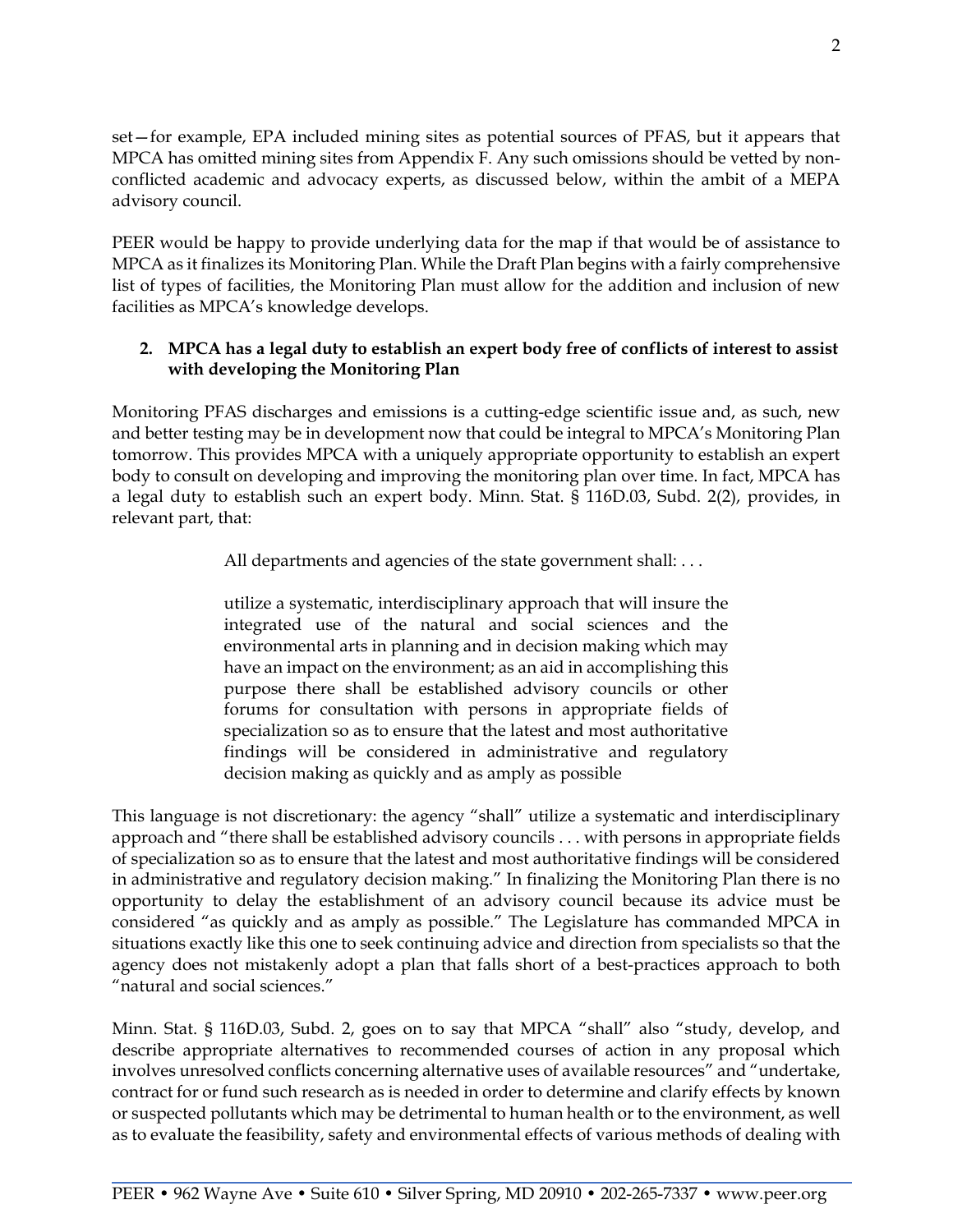set—for example, EPA included mining sites as potential sources of PFAS, but it appears that MPCA has omitted mining sites from Appendix F. Any such omissions should be vetted by non-conflicted academic and advocacy experts, as discussed below, within the ambit of a MEPA advisory council.

PEER would be happy to provide underlying data for the map if that would be of assistance to MPCA as it finalizes its Monitoring Plan. While the Draft Plan begins with a fairly comprehensive list of types of facilities, the Monitoring Plan must allow for the addition and inclusion of new facilities as MPCA's knowledge develops.

**2. MPCA has a legal duty to establish an expert body free of conflicts of interest to assist with developing the Monitoring Plan**

Monitoring PFAS discharges and emissions is a cutting-edge scientific issue and, as such, new and better testing may be in development now that could be integral to MPCA's Monitoring Plan tomorrow. This provides MPCA with a uniquely appropriate opportunity to establish an expert body to consult on developing and improving the monitoring plan over time. In fact, MPCA has a legal duty to establish such an expert body. Minn. Stat. § 116D.03, Subd. 2(2), provides, in relevant part, that:

> All departments and agencies of the state government shall: . . .
>
> utilize a systematic, interdisciplinary approach that will insure the integrated use of the natural and social sciences and the environmental arts in planning and in decision making which may have an impact on the environment; as an aid in accomplishing this purpose there shall be established advisory councils or other forums for consultation with persons in appropriate fields of specialization so as to ensure that the latest and most authoritative findings will be considered in administrative and regulatory decision making as quickly and as amply as possible

This language is not discretionary: the agency "shall" utilize a systematic and interdisciplinary approach and "there shall be established advisory councils . . . with persons in appropriate fields of specialization so as to ensure that the latest and most authoritative findings will be considered in administrative and regulatory decision making." In finalizing the Monitoring Plan there is no opportunity to delay the establishment of an advisory council because its advice must be considered "as quickly and as amply as possible." The Legislature has commanded MPCA in situations exactly like this one to seek continuing advice and direction from specialists so that the agency does not mistakenly adopt a plan that falls short of a best-practices approach to both "natural and social sciences."

Minn. Stat. § 116D.03, Subd. 2, goes on to say that MPCA "shall" also "study, develop, and describe appropriate alternatives to recommended courses of action in any proposal which involves unresolved conflicts concerning alternative uses of available resources" and "undertake, contract for or fund such research as is needed in order to determine and clarify effects by known or suspected pollutants which may be detrimental to human health or to the environment, as well as to evaluate the feasibility, safety and environmental effects of various methods of dealing with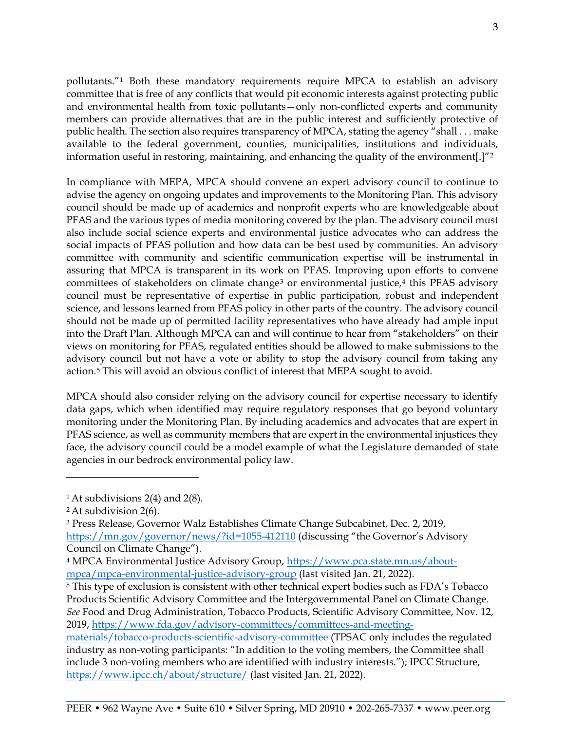pollutants."[1] Both these mandatory requirements require MPCA to establish an advisory committee that is free of any conflicts that would pit economic interests against protecting public and environmental health from toxic pollutants—only non-conflicted experts and community members can provide alternatives that are in the public interest and sufficiently protective of public health. The section also requires transparency of MPCA, stating the agency "shall . . . make available to the federal government, counties, municipalities, institutions and individuals, information useful in restoring, maintaining, and enhancing the quality of the environment[.]"[2]

In compliance with MEPA, MPCA should convene an expert advisory council to continue to advise the agency on ongoing updates and improvements to the Monitoring Plan. This advisory council should be made up of academics and nonprofit experts who are knowledgeable about PFAS and the various types of media monitoring covered by the plan. The advisory council must also include social science experts and environmental justice advocates who can address the social impacts of PFAS pollution and how data can be best used by communities. An advisory committee with community and scientific communication expertise will be instrumental in assuring that MPCA is transparent in its work on PFAS. Improving upon efforts to convene committees of stakeholders on climate change[3] or environmental justice,[4] this PFAS advisory council must be representative of expertise in public participation, robust and independent science, and lessons learned from PFAS policy in other parts of the country. The advisory council should not be made up of permitted facility representatives who have already had ample input into the Draft Plan. Although MPCA can and will continue to hear from "stakeholders" on their views on monitoring for PFAS, regulated entities should be allowed to make submissions to the advisory council but not have a vote or ability to stop the advisory council from taking any action.[5] This will avoid an obvious conflict of interest that MEPA sought to avoid.

MPCA should also consider relying on the advisory council for expertise necessary to identify data gaps, which when identified may require regulatory responses that go beyond voluntary monitoring under the Monitoring Plan. By including academics and advocates that are expert in PFAS science, as well as community members that are expert in the environmental injustices they face, the advisory council could be a model example of what the Legislature demanded of state agencies in our bedrock environmental policy law.

---

[1] At subdivisions 2(4) and 2(8).

[2] At subdivision 2(6).

[3] Press Release, Governor Walz Establishes Climate Change Subcabinet, Dec. 2, 2019, https://mn.gov/governor/news/?id=1055-412110 (discussing "the Governor's Advisory Council on Climate Change").

[4] MPCA Environmental Justice Advisory Group, https://www.pca.state.mn.us/about-mpca/mpca-environmental-justice-advisory-group (last visited Jan. 21, 2022).

[5] This type of exclusion is consistent with other technical expert bodies such as FDA's Tobacco Products Scientific Advisory Committee and the Intergovernmental Panel on Climate Change. *See* Food and Drug Administration, Tobacco Products, Scientific Advisory Committee, Nov. 12, 2019, https://www.fda.gov/advisory-committees/committees-and-meeting-materials/tobacco-products-scientific-advisory-committee (TPSAC only includes the regulated industry as non-voting participants: "In addition to the voting members, the Committee shall include 3 non-voting members who are identified with industry interests."); IPCC Structure, https://www.ipcc.ch/about/structure/ (last visited Jan. 21, 2022).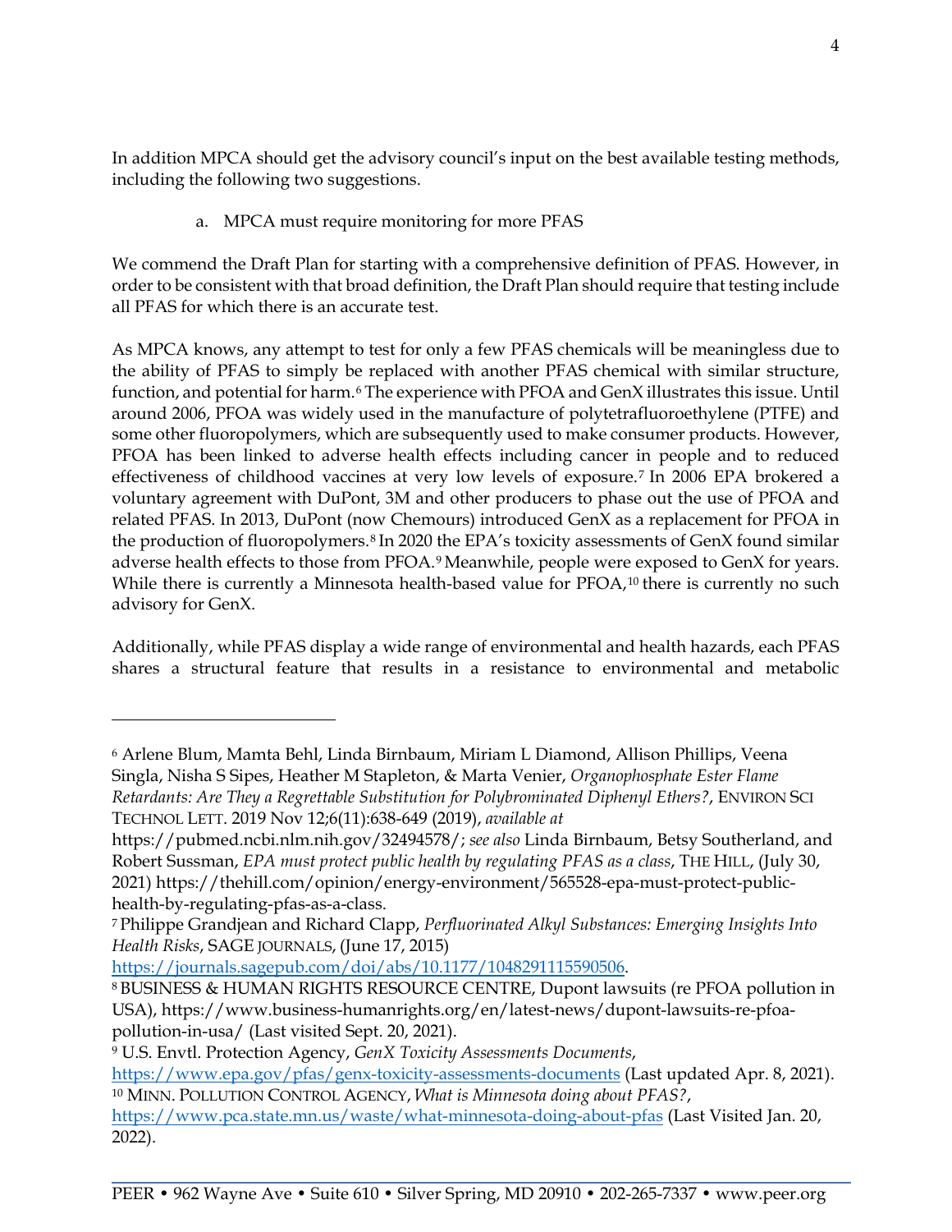In addition MPCA should get the advisory council's input on the best available testing methods, including the following two suggestions.

a. MPCA must require monitoring for more PFAS

We commend the Draft Plan for starting with a comprehensive definition of PFAS. However, in order to be consistent with that broad definition, the Draft Plan should require that testing include all PFAS for which there is an accurate test.

As MPCA knows, any attempt to test for only a few PFAS chemicals will be meaningless due to the ability of PFAS to simply be replaced with another PFAS chemical with similar structure, function, and potential for harm.[6] The experience with PFOA and GenX illustrates this issue. Until around 2006, PFOA was widely used in the manufacture of polytetrafluoroethylene (PTFE) and some other fluoropolymers, which are subsequently used to make consumer products. However, PFOA has been linked to adverse health effects including cancer in people and to reduced effectiveness of childhood vaccines at very low levels of exposure.[7] In 2006 EPA brokered a voluntary agreement with DuPont, 3M and other producers to phase out the use of PFOA and related PFAS. In 2013, DuPont (now Chemours) introduced GenX as a replacement for PFOA in the production of fluoropolymers.[8] In 2020 the EPA's toxicity assessments of GenX found similar adverse health effects to those from PFOA.[9] Meanwhile, people were exposed to GenX for years. While there is currently a Minnesota health-based value for PFOA,[10] there is currently no such advisory for GenX.

Additionally, while PFAS display a wide range of environmental and health hazards, each PFAS shares a structural feature that results in a resistance to environmental and metabolic

---

[6] Arlene Blum, Mamta Behl, Linda Birnbaum, Miriam L Diamond, Allison Phillips, Veena Singla, Nisha S Sipes, Heather M Stapleton, & Marta Venier, *Organophosphate Ester Flame Retardants: Are They a Regrettable Substitution for Polybrominated Diphenyl Ethers?*, ENVIRON SCI TECHNOL LETT. 2019 Nov 12;6(11):638-649 (2019), *available at* https://pubmed.ncbi.nlm.nih.gov/32494578/; *see also* Linda Birnbaum, Betsy Southerland, and Robert Sussman, *EPA must protect public health by regulating PFAS as a class*, THE HILL, (July 30, 2021) https://thehill.com/opinion/energy-environment/565528-epa-must-protect-public-health-by-regulating-pfas-as-a-class.

[7] Philippe Grandjean and Richard Clapp, *Perfluorinated Alkyl Substances: Emerging Insights Into Health Risks*, SAGE JOURNALS, (June 17, 2015) https://journals.sagepub.com/doi/abs/10.1177/1048291115590506.

[8] BUSINESS & HUMAN RIGHTS RESOURCE CENTRE, Dupont lawsuits (re PFOA pollution in USA), https://www.business-humanrights.org/en/latest-news/dupont-lawsuits-re-pfoa-pollution-in-usa/ (Last visited Sept. 20, 2021).

[9] U.S. Envtl. Protection Agency, *GenX Toxicity Assessments Documents*, https://www.epa.gov/pfas/genx-toxicity-assessments-documents (Last updated Apr. 8, 2021).

[10] MINN. POLLUTION CONTROL AGENCY, *What is Minnesota doing about PFAS?*, https://www.pca.state.mn.us/waste/what-minnesota-doing-about-pfas (Last Visited Jan. 20, 2022).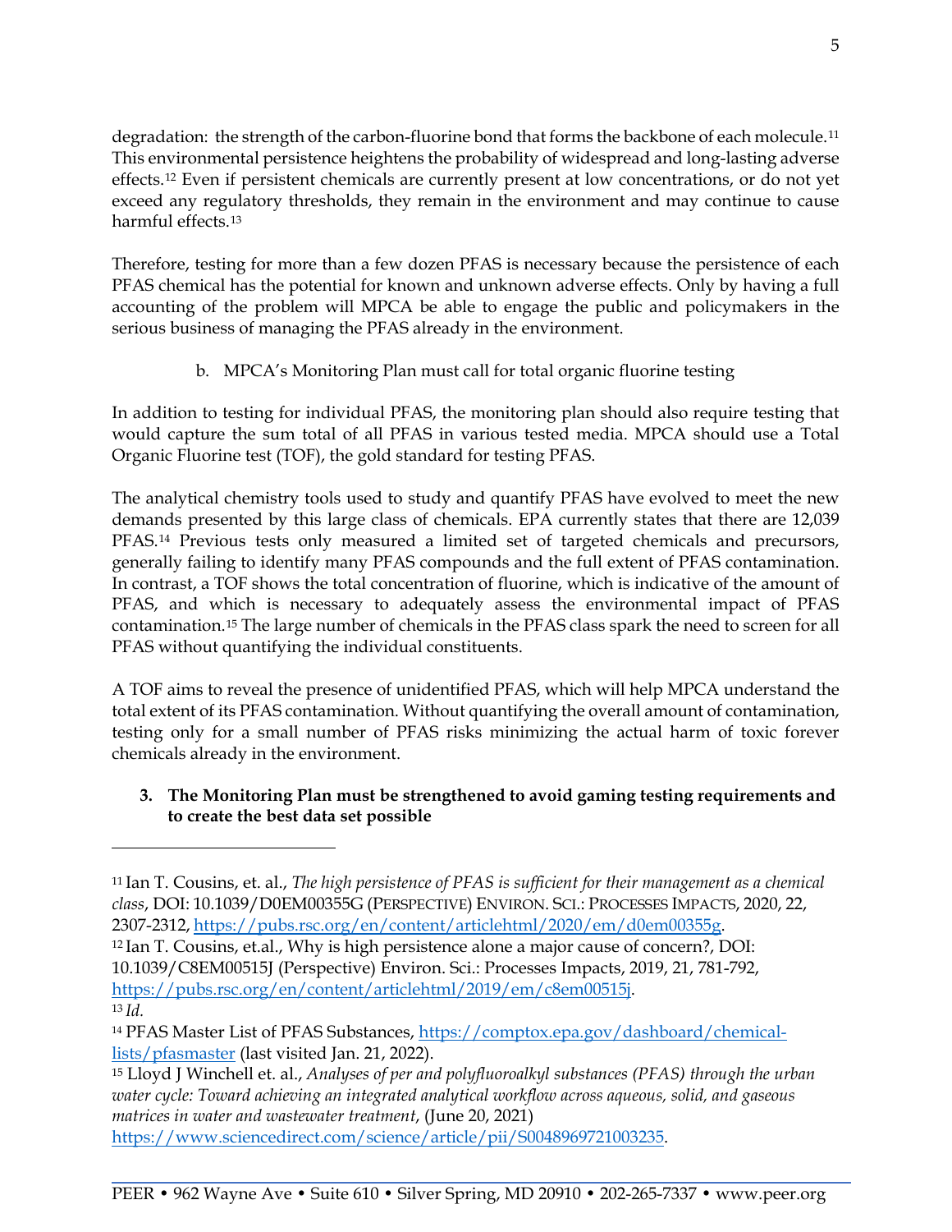degradation: the strength of the carbon-fluorine bond that forms the backbone of each molecule.[11] This environmental persistence heightens the probability of widespread and long-lasting adverse effects.[12] Even if persistent chemicals are currently present at low concentrations, or do not yet exceed any regulatory thresholds, they remain in the environment and may continue to cause harmful effects.[13]

Therefore, testing for more than a few dozen PFAS is necessary because the persistence of each PFAS chemical has the potential for known and unknown adverse effects. Only by having a full accounting of the problem will MPCA be able to engage the public and policymakers in the serious business of managing the PFAS already in the environment.

b. MPCA's Monitoring Plan must call for total organic fluorine testing

In addition to testing for individual PFAS, the monitoring plan should also require testing that would capture the sum total of all PFAS in various tested media. MPCA should use a Total Organic Fluorine test (TOF), the gold standard for testing PFAS.

The analytical chemistry tools used to study and quantify PFAS have evolved to meet the new demands presented by this large class of chemicals. EPA currently states that there are 12,039 PFAS.[14] Previous tests only measured a limited set of targeted chemicals and precursors, generally failing to identify many PFAS compounds and the full extent of PFAS contamination. In contrast, a TOF shows the total concentration of fluorine, which is indicative of the amount of PFAS, and which is necessary to adequately assess the environmental impact of PFAS contamination.[15] The large number of chemicals in the PFAS class spark the need to screen for all PFAS without quantifying the individual constituents.

A TOF aims to reveal the presence of unidentified PFAS, which will help MPCA understand the total extent of its PFAS contamination. Without quantifying the overall amount of contamination, testing only for a small number of PFAS risks minimizing the actual harm of toxic forever chemicals already in the environment.

**3. The Monitoring Plan must be strengthened to avoid gaming testing requirements and to create the best data set possible**

---

[11] Ian T. Cousins, et. al., *The high persistence of PFAS is sufficient for their management as a chemical class*, DOI: 10.1039/D0EM00355G (PERSPECTIVE) ENVIRON. SCI.: PROCESSES IMPACTS, 2020, 22, 2307-2312, https://pubs.rsc.org/en/content/articlehtml/2020/em/d0em00355g.

[12] Ian T. Cousins, et.al., Why is high persistence alone a major cause of concern?, DOI: 10.1039/C8EM00515J (Perspective) Environ. Sci.: Processes Impacts, 2019, 21, 781-792, https://pubs.rsc.org/en/content/articlehtml/2019/em/c8em00515j.

[13] *Id.*

[14] PFAS Master List of PFAS Substances, https://comptox.epa.gov/dashboard/chemical-lists/pfasmaster (last visited Jan. 21, 2022).

[15] Lloyd J Winchell et. al., *Analyses of per and polyfluoroalkyl substances (PFAS) through the urban water cycle: Toward achieving an integrated analytical workflow across aqueous, solid, and gaseous matrices in water and wastewater treatment*, (June 20, 2021) https://www.sciencedirect.com/science/article/pii/S0048969721003235.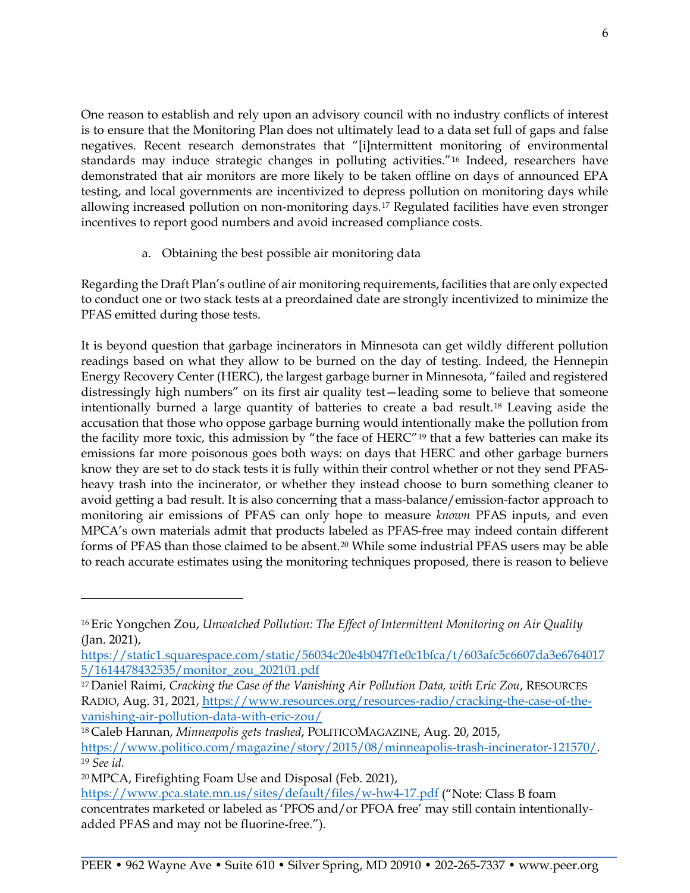One reason to establish and rely upon an advisory council with no industry conflicts of interest is to ensure that the Monitoring Plan does not ultimately lead to a data set full of gaps and false negatives. Recent research demonstrates that "[i]ntermittent monitoring of environmental standards may induce strategic changes in polluting activities."[16] Indeed, researchers have demonstrated that air monitors are more likely to be taken offline on days of announced EPA testing, and local governments are incentivized to depress pollution on monitoring days while allowing increased pollution on non-monitoring days.[17] Regulated facilities have even stronger incentives to report good numbers and avoid increased compliance costs.

a. Obtaining the best possible air monitoring data

Regarding the Draft Plan's outline of air monitoring requirements, facilities that are only expected to conduct one or two stack tests at a preordained date are strongly incentivized to minimize the PFAS emitted during those tests.

It is beyond question that garbage incinerators in Minnesota can get wildly different pollution readings based on what they allow to be burned on the day of testing. Indeed, the Hennepin Energy Recovery Center (HERC), the largest garbage burner in Minnesota, "failed and registered distressingly high numbers" on its first air quality test—leading some to believe that someone intentionally burned a large quantity of batteries to create a bad result.[18] Leaving aside the accusation that those who oppose garbage burning would intentionally make the pollution from the facility more toxic, this admission by "the face of HERC"[19] that a few batteries can make its emissions far more poisonous goes both ways: on days that HERC and other garbage burners know they are set to do stack tests it is fully within their control whether or not they send PFAS-heavy trash into the incinerator, or whether they instead choose to burn something cleaner to avoid getting a bad result. It is also concerning that a mass-balance/emission-factor approach to monitoring air emissions of PFAS can only hope to measure *known* PFAS inputs, and even MPCA's own materials admit that products labeled as PFAS-free may indeed contain different forms of PFAS than those claimed to be absent.[20] While some industrial PFAS users may be able to reach accurate estimates using the monitoring techniques proposed, there is reason to believe

---

[16] Eric Yongchen Zou, *Unwatched Pollution: The Effect of Intermittent Monitoring on Air Quality* (Jan. 2021), https://static1.squarespace.com/static/56034c20e4b047f1e0c1bfca/t/603afc5c6607da3e67640175/1614478432535/monitor_zou_202101.pdf

[17] Daniel Raimi, *Cracking the Case of the Vanishing Air Pollution Data, with Eric Zou*, RESOURCES RADIO, Aug. 31, 2021, https://www.resources.org/resources-radio/cracking-the-case-of-the-vanishing-air-pollution-data-with-eric-zou/

[18] Caleb Hannan, *Minneapolis gets trashed*, POLITICOMAGAZINE, Aug. 20, 2015, https://www.politico.com/magazine/story/2015/08/minneapolis-trash-incinerator-121570/.

[19] *See id.*

[20] MPCA, Firefighting Foam Use and Disposal (Feb. 2021), https://www.pca.state.mn.us/sites/default/files/w-hw4-17.pdf ("Note: Class B foam concentrates marketed or labeled as 'PFOS and/or PFOA free' may still contain intentionally-added PFAS and may not be fluorine-free.").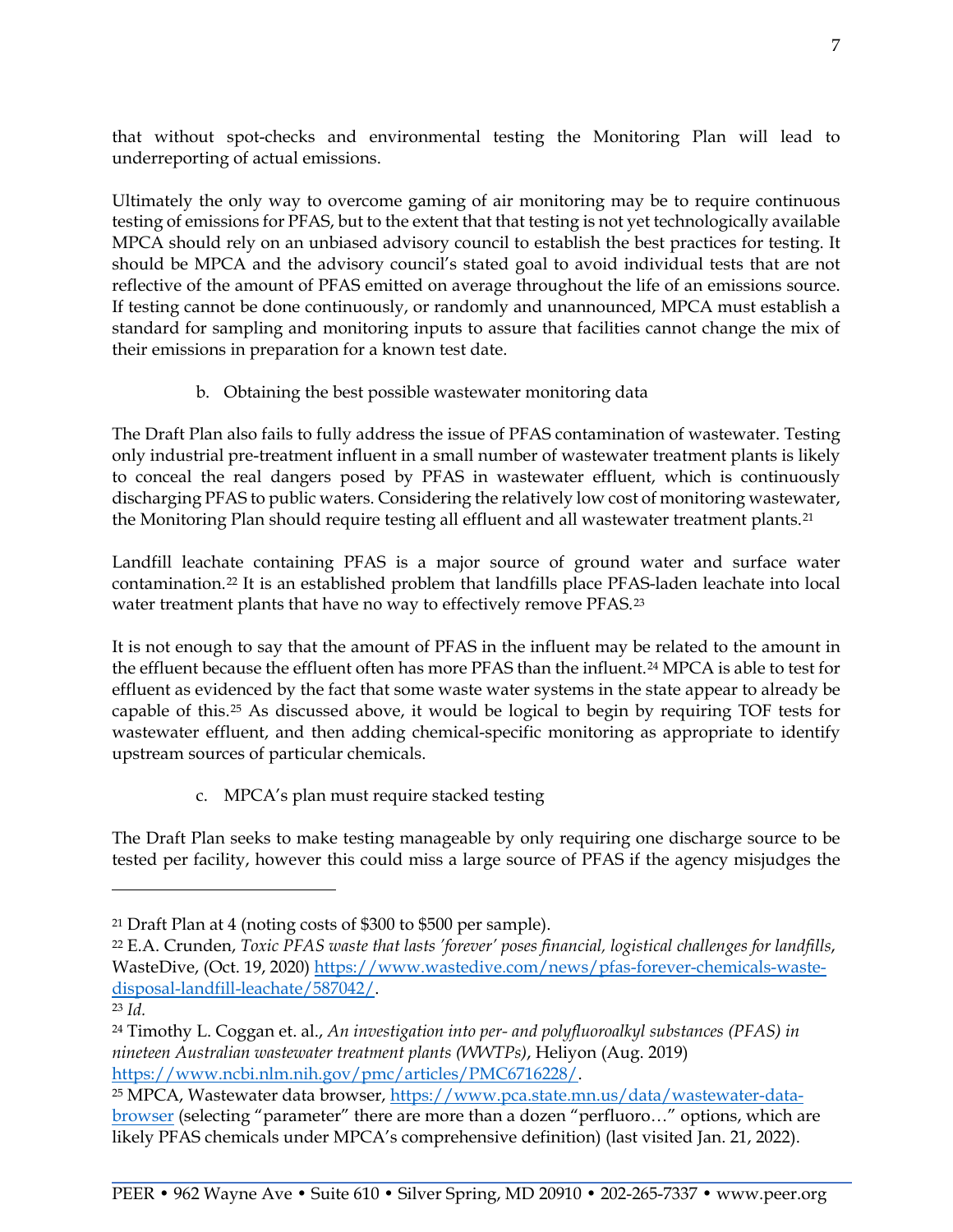that without spot-checks and environmental testing the Monitoring Plan will lead to underreporting of actual emissions.

Ultimately the only way to overcome gaming of air monitoring may be to require continuous testing of emissions for PFAS, but to the extent that that testing is not yet technologically available MPCA should rely on an unbiased advisory council to establish the best practices for testing. It should be MPCA and the advisory council's stated goal to avoid individual tests that are not reflective of the amount of PFAS emitted on average throughout the life of an emissions source. If testing cannot be done continuously, or randomly and unannounced, MPCA must establish a standard for sampling and monitoring inputs to assure that facilities cannot change the mix of their emissions in preparation for a known test date.

b. Obtaining the best possible wastewater monitoring data

The Draft Plan also fails to fully address the issue of PFAS contamination of wastewater. Testing only industrial pre-treatment influent in a small number of wastewater treatment plants is likely to conceal the real dangers posed by PFAS in wastewater effluent, which is continuously discharging PFAS to public waters. Considering the relatively low cost of monitoring wastewater, the Monitoring Plan should require testing all effluent and all wastewater treatment plants.[21]

Landfill leachate containing PFAS is a major source of ground water and surface water contamination.[22] It is an established problem that landfills place PFAS-laden leachate into local water treatment plants that have no way to effectively remove PFAS.[23]

It is not enough to say that the amount of PFAS in the influent may be related to the amount in the effluent because the effluent often has more PFAS than the influent.[24] MPCA is able to test for effluent as evidenced by the fact that some waste water systems in the state appear to already be capable of this.[25] As discussed above, it would be logical to begin by requiring TOF tests for wastewater effluent, and then adding chemical-specific monitoring as appropriate to identify upstream sources of particular chemicals.

c. MPCA's plan must require stacked testing

The Draft Plan seeks to make testing manageable by only requiring one discharge source to be tested per facility, however this could miss a large source of PFAS if the agency misjudges the

---

[21] Draft Plan at 4 (noting costs of $300 to $500 per sample).

[22] E.A. Crunden, *Toxic PFAS waste that lasts 'forever' poses financial, logistical challenges for landfills*, WasteDive, (Oct. 19, 2020) https://www.wastedive.com/news/pfas-forever-chemicals-waste-disposal-landfill-leachate/587042/.

[23] *Id.*

[24] Timothy L. Coggan et. al., *An investigation into per- and polyfluoroalkyl substances (PFAS) in nineteen Australian wastewater treatment plants (WWTPs)*, Heliyon (Aug. 2019) https://www.ncbi.nlm.nih.gov/pmc/articles/PMC6716228/.

[25] MPCA, Wastewater data browser, https://www.pca.state.mn.us/data/wastewater-data-browser (selecting "parameter" there are more than a dozen "perfluoro…" options, which are likely PFAS chemicals under MPCA's comprehensive definition) (last visited Jan. 21, 2022).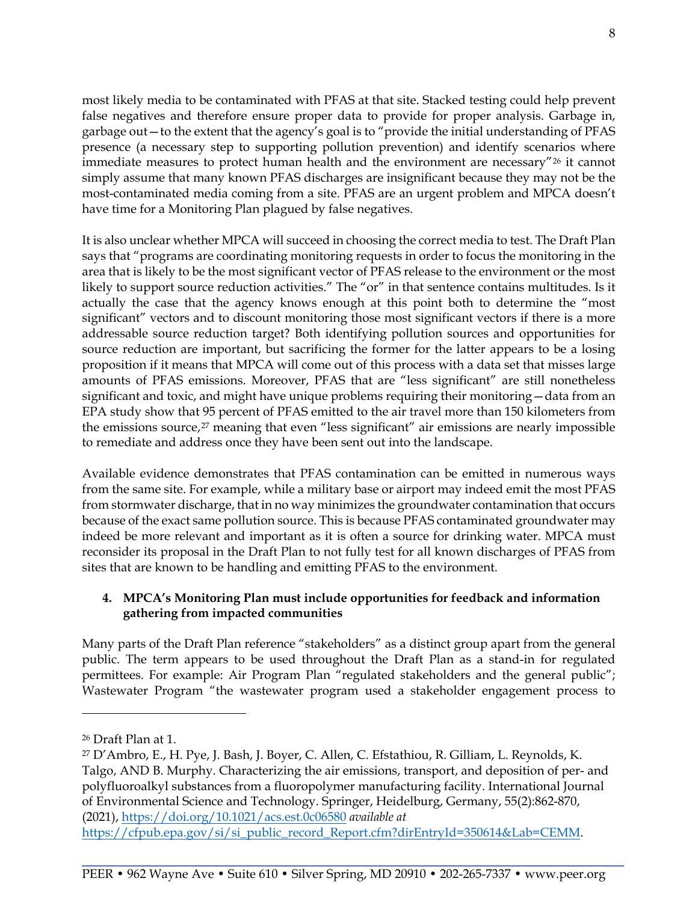most likely media to be contaminated with PFAS at that site. Stacked testing could help prevent false negatives and therefore ensure proper data to provide for proper analysis. Garbage in, garbage out—to the extent that the agency's goal is to "provide the initial understanding of PFAS presence (a necessary step to supporting pollution prevention) and identify scenarios where immediate measures to protect human health and the environment are necessary"[26] it cannot simply assume that many known PFAS discharges are insignificant because they may not be the most-contaminated media coming from a site. PFAS are an urgent problem and MPCA doesn't have time for a Monitoring Plan plagued by false negatives.

It is also unclear whether MPCA will succeed in choosing the correct media to test. The Draft Plan says that "programs are coordinating monitoring requests in order to focus the monitoring in the area that is likely to be the most significant vector of PFAS release to the environment or the most likely to support source reduction activities." The "or" in that sentence contains multitudes. Is it actually the case that the agency knows enough at this point both to determine the "most significant" vectors and to discount monitoring those most significant vectors if there is a more addressable source reduction target? Both identifying pollution sources and opportunities for source reduction are important, but sacrificing the former for the latter appears to be a losing proposition if it means that MPCA will come out of this process with a data set that misses large amounts of PFAS emissions. Moreover, PFAS that are "less significant" are still nonetheless significant and toxic, and might have unique problems requiring their monitoring—data from an EPA study show that 95 percent of PFAS emitted to the air travel more than 150 kilometers from the emissions source,[27] meaning that even "less significant" air emissions are nearly impossible to remediate and address once they have been sent out into the landscape.

Available evidence demonstrates that PFAS contamination can be emitted in numerous ways from the same site. For example, while a military base or airport may indeed emit the most PFAS from stormwater discharge, that in no way minimizes the groundwater contamination that occurs because of the exact same pollution source. This is because PFAS contaminated groundwater may indeed be more relevant and important as it is often a source for drinking water. MPCA must reconsider its proposal in the Draft Plan to not fully test for all known discharges of PFAS from sites that are known to be handling and emitting PFAS to the environment.

#### 4. MPCA's Monitoring Plan must include opportunities for feedback and information gathering from impacted communities

Many parts of the Draft Plan reference "stakeholders" as a distinct group apart from the general public. The term appears to be used throughout the Draft Plan as a stand-in for regulated permittees. For example: Air Program Plan "regulated stakeholders and the general public"; Wastewater Program "the wastewater program used a stakeholder engagement process to

---

[26] Draft Plan at 1.

[27] D'Ambro, E., H. Pye, J. Bash, J. Boyer, C. Allen, C. Efstathiou, R. Gilliam, L. Reynolds, K. Talgo, AND B. Murphy. Characterizing the air emissions, transport, and deposition of per- and polyfluoroalkyl substances from a fluoropolymer manufacturing facility. International Journal of Environmental Science and Technology. Springer, Heidelburg, Germany, 55(2):862-870, (2021), https://doi.org/10.1021/acs.est.0c06580 *available at* https://cfpub.epa.gov/si/si_public_record_Report.cfm?dirEntryId=350614&Lab=CEMM.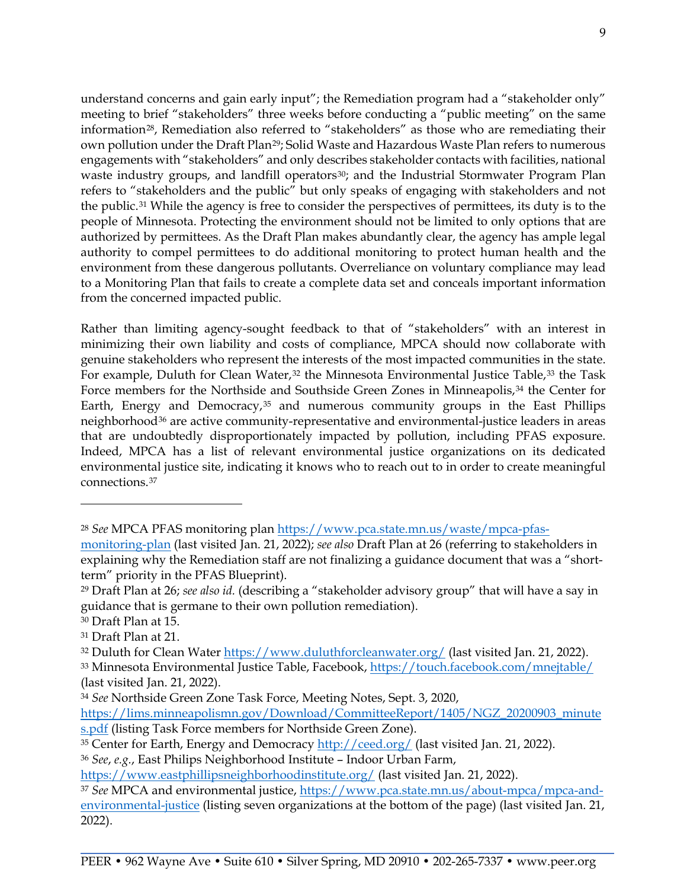understand concerns and gain early input"; the Remediation program had a "stakeholder only" meeting to brief "stakeholders" three weeks before conducting a "public meeting" on the same information[28], Remediation also referred to "stakeholders" as those who are remediating their own pollution under the Draft Plan[29]; Solid Waste and Hazardous Waste Plan refers to numerous engagements with "stakeholders" and only describes stakeholder contacts with facilities, national waste industry groups, and landfill operators[30]; and the Industrial Stormwater Program Plan refers to "stakeholders and the public" but only speaks of engaging with stakeholders and not the public.[31] While the agency is free to consider the perspectives of permittees, its duty is to the people of Minnesota. Protecting the environment should not be limited to only options that are authorized by permittees. As the Draft Plan makes abundantly clear, the agency has ample legal authority to compel permittees to do additional monitoring to protect human health and the environment from these dangerous pollutants. Overreliance on voluntary compliance may lead to a Monitoring Plan that fails to create a complete data set and conceals important information from the concerned impacted public.

Rather than limiting agency-sought feedback to that of "stakeholders" with an interest in minimizing their own liability and costs of compliance, MPCA should now collaborate with genuine stakeholders who represent the interests of the most impacted communities in the state. For example, Duluth for Clean Water,[32] the Minnesota Environmental Justice Table,[33] the Task Force members for the Northside and Southside Green Zones in Minneapolis,[34] the Center for Earth, Energy and Democracy,[35] and numerous community groups in the East Phillips neighborhood[36] are active community-representative and environmental-justice leaders in areas that are undoubtedly disproportionately impacted by pollution, including PFAS exposure. Indeed, MPCA has a list of relevant environmental justice organizations on its dedicated environmental justice site, indicating it knows who to reach out to in order to create meaningful connections.[37]

---

[28] *See* MPCA PFAS monitoring plan https://www.pca.state.mn.us/waste/mpca-pfas-monitoring-plan (last visited Jan. 21, 2022); *see also* Draft Plan at 26 (referring to stakeholders in explaining why the Remediation staff are not finalizing a guidance document that was a "short-term" priority in the PFAS Blueprint).

[29] Draft Plan at 26; *see also id.* (describing a "stakeholder advisory group" that will have a say in guidance that is germane to their own pollution remediation).

[30] Draft Plan at 15.

[31] Draft Plan at 21.

[32] Duluth for Clean Water https://www.duluthforcleanwater.org/ (last visited Jan. 21, 2022).

[33] Minnesota Environmental Justice Table, Facebook, https://touch.facebook.com/mnejtable/ (last visited Jan. 21, 2022).

[34] *See* Northside Green Zone Task Force, Meeting Notes, Sept. 3, 2020, https://lims.minneapolismn.gov/Download/CommitteeReport/1405/NGZ_20200903_minutes.pdf (listing Task Force members for Northside Green Zone).

[35] Center for Earth, Energy and Democracy http://ceed.org/ (last visited Jan. 21, 2022).

[36] *See*, *e.g.*, East Philips Neighborhood Institute – Indoor Urban Farm, https://www.eastphillipsneighborhoodinstitute.org/ (last visited Jan. 21, 2022).

[37] *See* MPCA and environmental justice, https://www.pca.state.mn.us/about-mpca/mpca-and-environmental-justice (listing seven organizations at the bottom of the page) (last visited Jan. 21, 2022).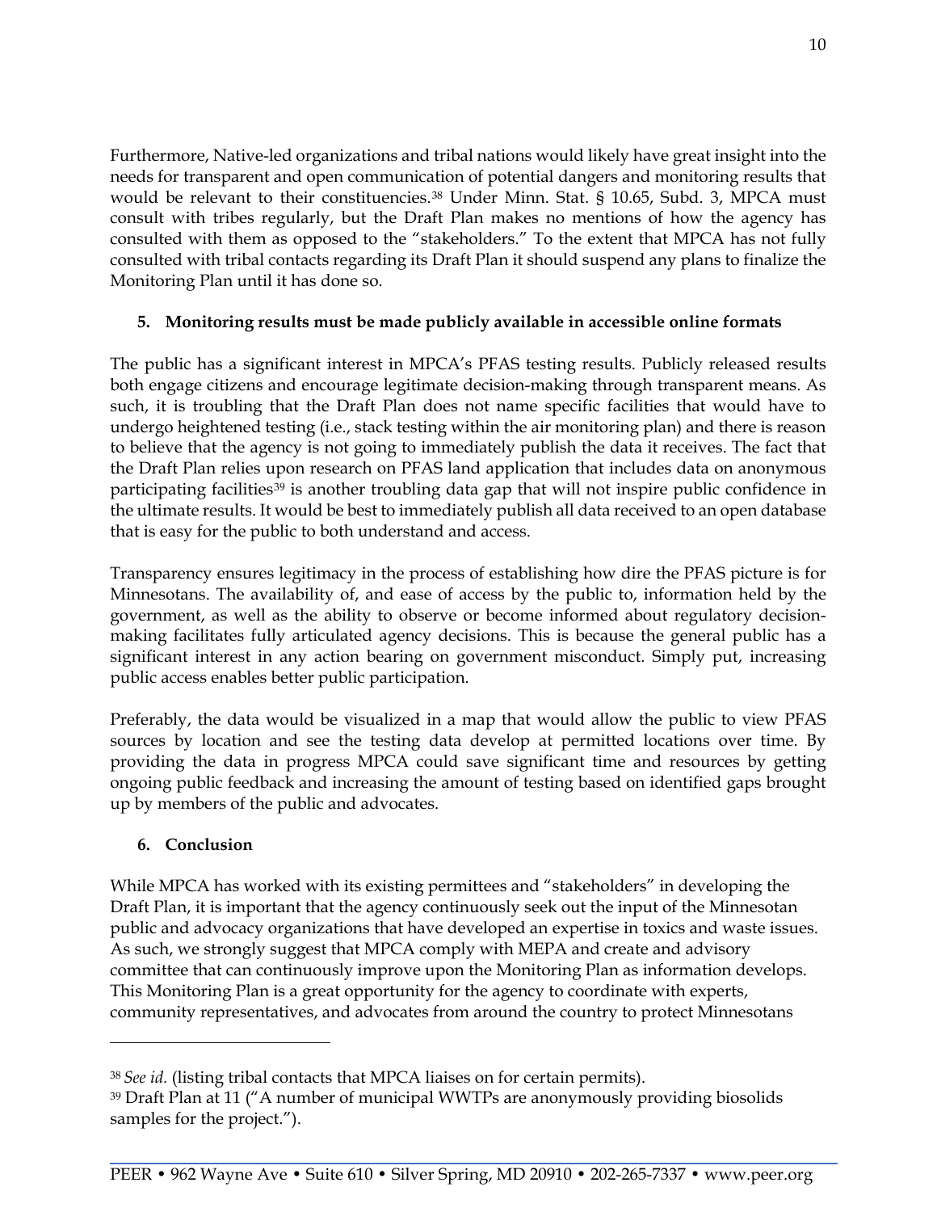Furthermore, Native-led organizations and tribal nations would likely have great insight into the needs for transparent and open communication of potential dangers and monitoring results that would be relevant to their constituencies.[38] Under Minn. Stat. § 10.65, Subd. 3, MPCA must consult with tribes regularly, but the Draft Plan makes no mentions of how the agency has consulted with them as opposed to the "stakeholders." To the extent that MPCA has not fully consulted with tribal contacts regarding its Draft Plan it should suspend any plans to finalize the Monitoring Plan until it has done so.

### 5. Monitoring results must be made publicly available in accessible online formats

The public has a significant interest in MPCA's PFAS testing results. Publicly released results both engage citizens and encourage legitimate decision-making through transparent means. As such, it is troubling that the Draft Plan does not name specific facilities that would have to undergo heightened testing (i.e., stack testing within the air monitoring plan) and there is reason to believe that the agency is not going to immediately publish the data it receives. The fact that the Draft Plan relies upon research on PFAS land application that includes data on anonymous participating facilities[39] is another troubling data gap that will not inspire public confidence in the ultimate results. It would be best to immediately publish all data received to an open database that is easy for the public to both understand and access.

Transparency ensures legitimacy in the process of establishing how dire the PFAS picture is for Minnesotans. The availability of, and ease of access by the public to, information held by the government, as well as the ability to observe or become informed about regulatory decision-making facilitates fully articulated agency decisions. This is because the general public has a significant interest in any action bearing on government misconduct. Simply put, increasing public access enables better public participation.

Preferably, the data would be visualized in a map that would allow the public to view PFAS sources by location and see the testing data develop at permitted locations over time. By providing the data in progress MPCA could save significant time and resources by getting ongoing public feedback and increasing the amount of testing based on identified gaps brought up by members of the public and advocates.

### 6. Conclusion

While MPCA has worked with its existing permittees and "stakeholders" in developing the Draft Plan, it is important that the agency continuously seek out the input of the Minnesotan public and advocacy organizations that have developed an expertise in toxics and waste issues. As such, we strongly suggest that MPCA comply with MEPA and create and advisory committee that can continuously improve upon the Monitoring Plan as information develops. This Monitoring Plan is a great opportunity for the agency to coordinate with experts, community representatives, and advocates from around the country to protect Minnesotans

---

[38] *See id.* (listing tribal contacts that MPCA liaises on for certain permits).

[39] Draft Plan at 11 ("A number of municipal WWTPs are anonymously providing biosolids samples for the project.").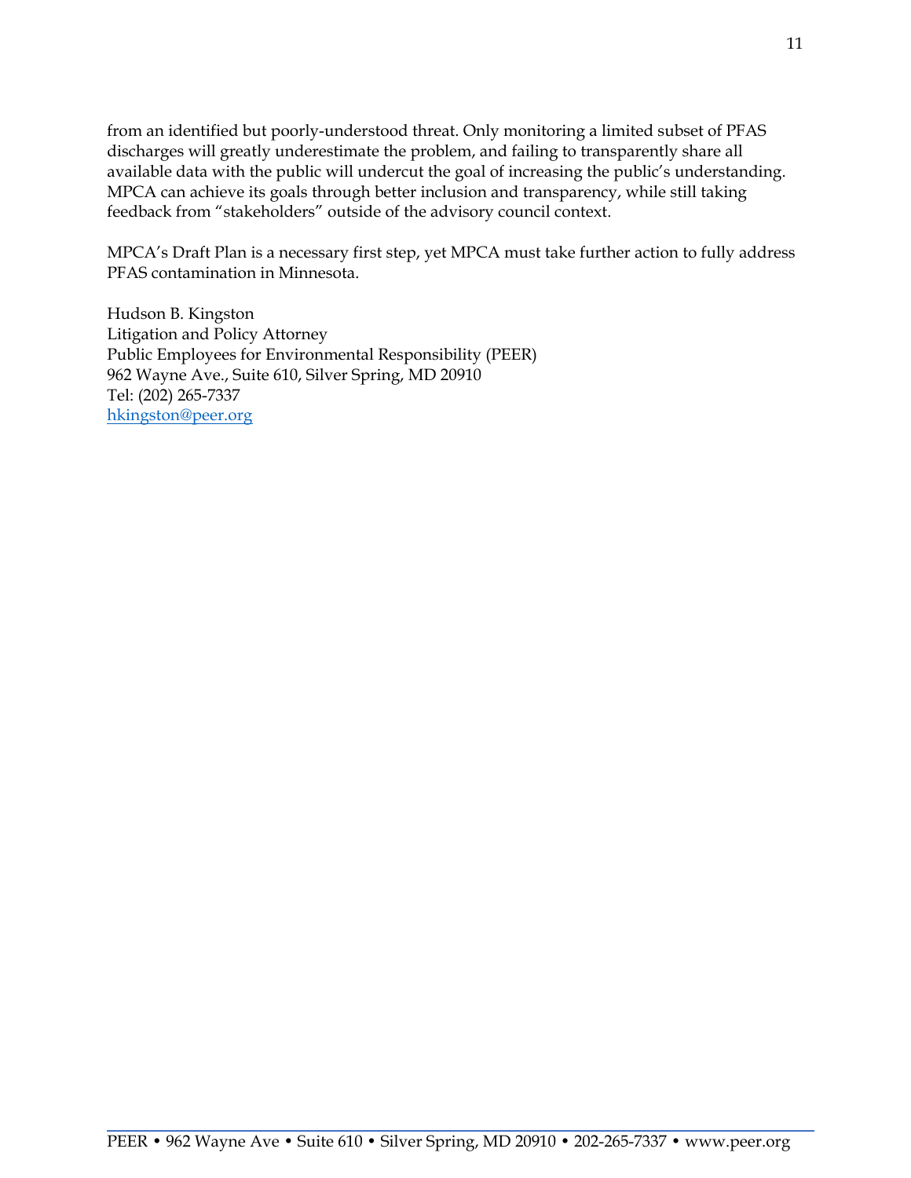from an identified but poorly-understood threat. Only monitoring a limited subset of PFAS discharges will greatly underestimate the problem, and failing to transparently share all available data with the public will undercut the goal of increasing the public's understanding. MPCA can achieve its goals through better inclusion and transparency, while still taking feedback from "stakeholders" outside of the advisory council context.

MPCA's Draft Plan is a necessary first step, yet MPCA must take further action to fully address PFAS contamination in Minnesota.

Hudson B. Kingston
Litigation and Policy Attorney
Public Employees for Environmental Responsibility (PEER)
962 Wayne Ave., Suite 610, Silver Spring, MD 20910
Tel: (202) 265-7337
hkingston@peer.org